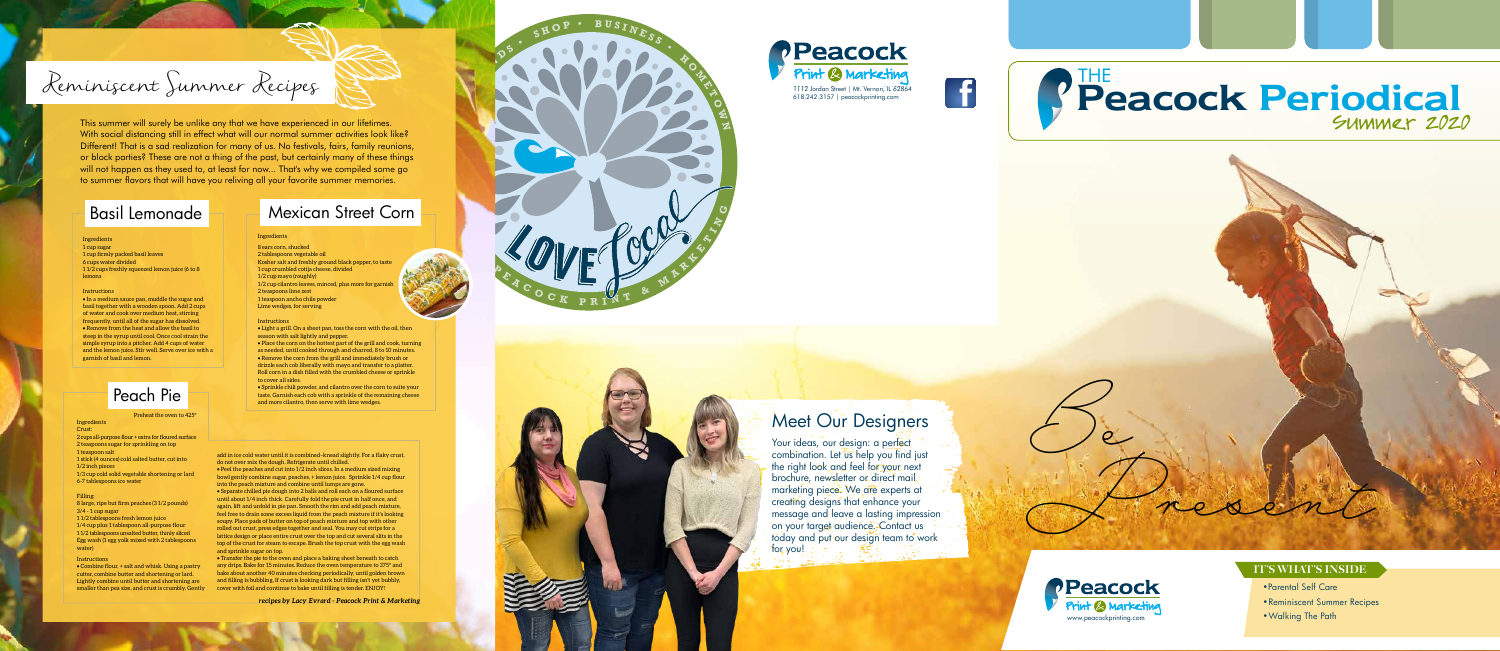# Reminiscent Summer Recipes

This summer will surely be unlike any that we have experienced in our lifetimes. With social distancing still in effect what will our normal summer activities look like? Different! That is a sad realization for many of us. No festivals, fairs, family reunions, or block parties? These are not a thing of the past, but certainly many of these things will not happen as they used to, at least for now... That's why we compiled some go to summer flavors that will have you reliving all your favorite summer memories.

## Basil Lemonade

**Ingredients**

1 cup sugar
1 cup firmly packed basil leaves
6 cups water divided
1 1/2 cups freshly squeezed lemon juice (6 to 8 lemons

**Instructions**

• In a medium sauce pan, muddle the sugar and basil together with a wooden spoon. Add 2 cups of water and cook over medium heat, stirring frequently, until all of the sugar has dissolved.
• Remove from the heat and allow the basil to steep in the syrup until cool. Once cool strain the simple syrup into a pitcher. Add 4 cups of water and the lemon juice. Stir well. Serve over ice with a garnish of basil and lemon.

## Mexican Street Corn

**Ingredients**

8 ears corn, shucked
2 tablespoons vegetable oil
Kosher salt and freshly ground black pepper, to taste
1 cup crumbled cotija cheese, divided
1/2 cup mayo (roughly)
1/2 cup cilantro leaves, minced, plus more for garnish
2 teaspoons lime zest
1 teaspoon ancho chile powder
Lime wedges, for serving

**Instructions**

• Light a grill. On a sheet pan, toss the corn with the oil, then season with salt lightly and pepper.
• Place the corn on the hottest part of the grill and cook, turning as needed, until cooked through and charred, 8 to 10 minutes.
• Remove the corn from the grill and immediately brush or drizzle each cob liberally with mayo and transfer to a platter. Roll corn in a dish filled with the crumbled cheese or sprinkle to cover all sides.
• Sprinkle chili powder, and cilantro over the corn to suite your taste. Garnish each cob with a sprinkle of the remaining cheese and more cilantro, then serve with lime wedges.

## Peach Pie

Preheat the oven to 425°

**Ingredients**

Crust:
2 cups all-purpose flour + extra for floured surface
2 teaspoons sugar for sprinkling on top
1 teaspoon salt
1 stick (4 ounces) cold salted butter, cut into 1/2 inch pieces
1/3 cup cold solid vegetable shortening or lard
6-7 tablespoons ice water

Filling:
8 large, ripe but firm peaches (3 1/2 pounds)
3/4 - 1 cup sugar
1 1/2 tablespoons fresh lemon juice
1/4 cup plus 1 tablespoon all-purpose flour
1 1/2 tablespoons unsalted butter, thinly sliced
Egg wash (1 egg yolk mixed with 2 tablespoons water)

**Instructions**

• Combine flour, + salt and whisk. Using a pastry cutter, combine butter and shortening or lard. Lightly combine until butter and shortening are smaller than pea size, and crust is crumbly. Gently add in ice cold water until it is combined-kneed slightly. For a flaky crust, do not over mix the dough. Refrigerate until chilled.
• Peel the peaches and cut into 1/2 inch slices. In a medium sized mixing bowl gently combine sugar, peaches, + lemon juice. Sprinkle 1/4 cup flour into the peach mixture and combine until lumps are gone.
• Separate chilled pie dough into 2 balls and roll each on a floured surface until about 1/4 inch thick. Carefully fold the pie crust in half once, and again, lift and unfold in pie pan. Smooth the rim and add peach mixture, feel free to drain some excess liquid from the peach mixture if it's looking soupy. Place pads of butter on top of peach mixture and top with other rolled out crust, press edges together and seal. You may cut strips for a lattice design or place entire crust over the top and cut several slits in the top of the crust for steam to escape. Brush the top crust with the egg wash and sprinkle sugar on top.
• Transfer the pie to the oven and place a baking sheet beneath to catch any drips. Bake for 15 minutes. Reduce the oven temperature to 375° and bake about another 40 minutes checking periodically, until golden brown and filling is bubbling. If crust is looking dark but filling isn't yet bubbly, cover with foil and continue to bake until filling is tender. ENJOY!

*recipes by Lacy Evrard - Peacock Print & Marketing*

Shop • Business • Hometown • Marketing • Peacock Print & Marketing • Love Local

Peacock Print & Marketing
1112 Jordan Street | Mt. Vernon, IL 62864
618.242.3157 | peacockprinting.com

## Meet Our Designers

Your ideas, our design: a perfect combination. Let us help you find just the right look and feel for your next brochure, newsletter or direct mail marketing piece. We are experts at creating designs that enhance your message and leave a lasting impression on your target audience. Contact us today and put our design team to work for you!

Peacock Print & Marketing
www.peacockprinting.com

# The Peacock Periodical
Summer 2020

Be Present

### IT'S WHAT'S INSIDE

- Parental Self Care
- Reminiscent Summer Recipes
- Walking The Path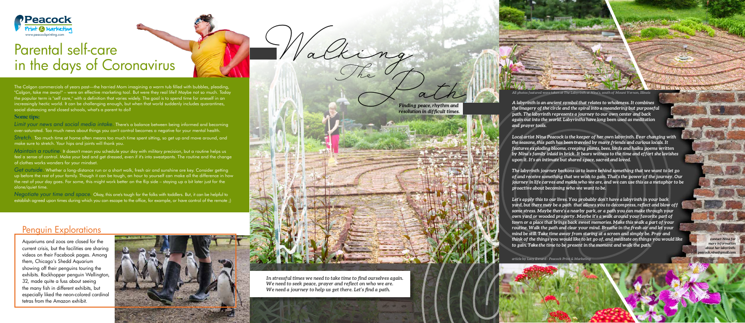Peacock Print & Marketing
www.peacockprinting.com

# Parental self-care in the days of Coronavirus

The Calgon commercials of years past—the harried Mom imagining a warm tub filled with bubbles, pleading, "Calgon, take me away!" – were an effective marketing tool. But were they real life? Maybe not so much. Today the popular term is "self care," with a definition that varies widely. The goal is to spend time for oneself in an increasingly hectic world. It can be challenging enough, but when that world suddenly includes quarantines, social distancing and closed schools, what's a parent to do?

**Some tips:**

*Limit your news and social media intake.* There's a balance between being informed and becoming over-saturated. Too much news about things you can't control becomes a negative for your mental health.

*Stretch.* Too much time at home often means too much time spent sitting, so get up and move around, and make sure to stretch. Your hips and joints will thank you.

*Maintain a routine.* It doesn't mean you schedule your day with military precision, but a routine helps us feel a sense of control. Make your bed and get dressed, even if it's into sweatpants. The routine and the change of clothes works wonders for your mindset.

*Get outside.* Whether a long-distance run or a short walk, fresh air and sunshine are key. Consider getting up before the rest of your family. Though it can be tough, an hour to yourself can make all the difference in how the rest of your day goes. For some, this might work better on the flip side – staying up a bit later just for the alone/quiet time.

*Negotiate your time and space.* Okay, this one's tough for the folks with toddlers. But, it can be helpful to establish agreed upon times during which you can escape to the office, for example, or have control of the remote ;)

## Penguin Explorations

Aquariums and zoos are closed for the current crisis, but the facilities are sharing videos on their Facebook pages. Among them, Chicago's Shedd Aquarium showing off their penguins touring the exhibits. Rockhopper penguin Wellington, 32, made quite a fuss about seeing the many fish in different exhibits, but especially liked the neon-colored cardinal tetras from the Amazon exhibit.

# Walking The Path

*Finding peace, rhythm and resolution in difficult times.*

*In stressful times we need to take time to find ourselves again. We need to seek peace, prayer and reflect on who we are. We need a journey to help us get there. Let's find a path.*

*All photos featured were taken at The Labyrinth at Nina's, south of Mount Vernon, Illinois*

*A labyrinth is an ancient symbol that relates to wholeness. It combines the imagery of the circle and the spiral into a meandering but purposeful path. The labyrinth represents a journey to our own center and back again out into the world. Labyrinths have long been used as meditation and prayer tools.*

*Local artist Nina Peacock is the keeper of her own labyrinth. Ever changing with the seasons, this path has been traveled by many friends and curious locals. It features exploding blooms, creeping plants, bees, birds and haiku poems written by Nina's family inlaid in brick. It bears witness to the time and effort she lavishes upon it. It's an intimate but shared space, sacred and loved.*

*The labyrinth journey beckons us to leave behind something that we want to let go of and receive something that we wish to gain. That's the power of the journey. Our journey in life carves and molds who we are, and we can use this as a metaphor to be proactive about becoming who we want to be.*

*Let's apply this to our lives. You probably don't have a labyrinth in your back yard, but there may be a path that allows you to decompress, reflect and blow off some stress. Maybe there's a nearby park, or a path you can make through your own yard or wooded property. Maybe it's a walk around your favorite part of town or a place that brings back sweet memories. Make this walk a part of your routine. Walk the path and clear your mind. Breathe in the fresh air and let your mind be still. Take time away from staring at a screen and simply be. Pray and think of the things you would like to let go of, and meditate on things you would like to gain. Take the time to be present in the moment and walk the path.*

*article by Lacy Evrard - Peacock Print & Marketing*

*contact Nina for more information about her labyrinth: peacock.nina@gmail.com*